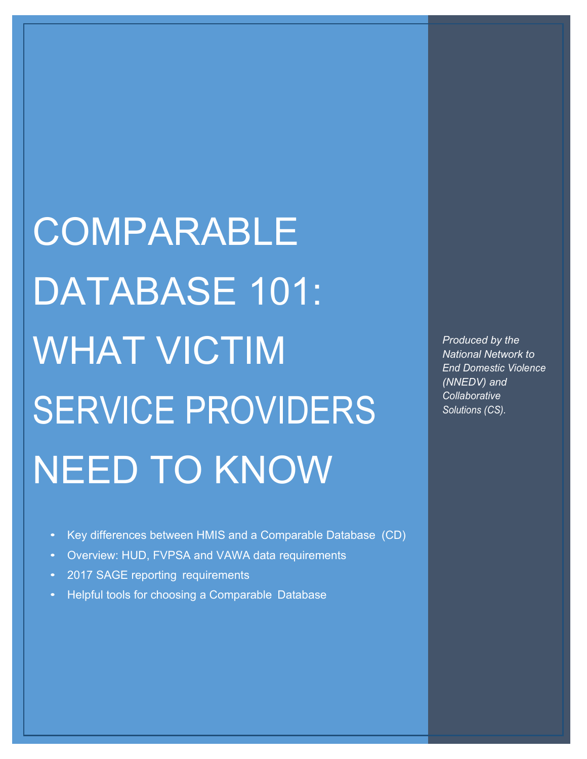# COMPARABLE DATABASE 101: WHAT VICTIM SERVICE PROVIDERS NEED TO KNOW

- Key differences between HMIS and a Comparable Database (CD)
- Overview: HUD, FVPSA and VAWA data requirements
- 2017 SAGE reporting requirements
- Helpful tools for choosing a Comparable Database

*Produced by the National Network to End Domestic Violence (NNEDV) and Collaborative Solutions (CS).*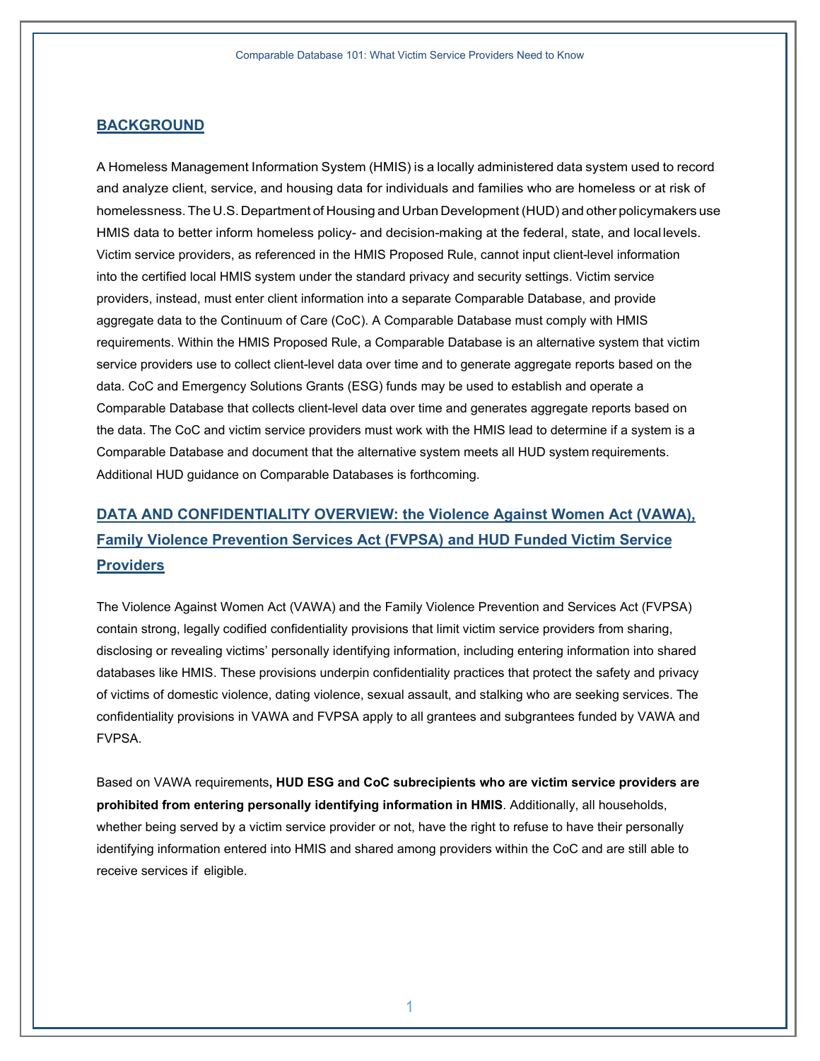## BACKGROUND

A Homeless Management Information System (HMIS) is a locally administered data system used to record and analyze client, service, and housing data for individuals and families who are homeless or at risk of homelessness. The U.S. Department of Housing and Urban Development (HUD) and other policymakers use HMIS data to better inform homeless policy- and decision-making at the federal, state, and local levels. Victim service providers, as referenced in the HMIS Proposed Rule, cannot input client-level information into the certified local HMIS system under the standard privacy and security settings. Victim service providers, instead, must enter client information into a separate Comparable Database, and provide aggregate data to the Continuum of Care (CoC). A Comparable Database must comply with HMIS requirements. Within the HMIS Proposed Rule, a Comparable Database is an alternative system that victim service providers use to collect client-level data over time and to generate aggregate reports based on the data. CoC and Emergency Solutions Grants (ESG) funds may be used to establish and operate a Comparable Database that collects client-level data over time and generates aggregate reports based on the data. The CoC and victim service providers must work with the HMIS lead to determine if a system is a Comparable Database and document that the alternative system meets all HUD system requirements. Additional HUD guidance on Comparable Databases is forthcoming.

## DATA AND CONFIDENTIALITY OVERVIEW: the Violence Against Women Act (VAWA), Family Violence Prevention Services Act (FVPSA) and HUD Funded Victim Service Providers

The Violence Against Women Act (VAWA) and the Family Violence Prevention and Services Act (FVPSA) contain strong, legally codified confidentiality provisions that limit victim service providers from sharing, disclosing or revealing victims' personally identifying information, including entering information into shared databases like HMIS. These provisions underpin confidentiality practices that protect the safety and privacy of victims of domestic violence, dating violence, sexual assault, and stalking who are seeking services. The confidentiality provisions in VAWA and FVPSA apply to all grantees and subgrantees funded by VAWA and FVPSA.

Based on VAWA requirements**, HUD ESG and CoC subrecipients who are victim service providers are prohibited from entering personally identifying information in HMIS**. Additionally, all households, whether being served by a victim service provider or not, have the right to refuse to have their personally identifying information entered into HMIS and shared among providers within the CoC and are still able to receive services if eligible.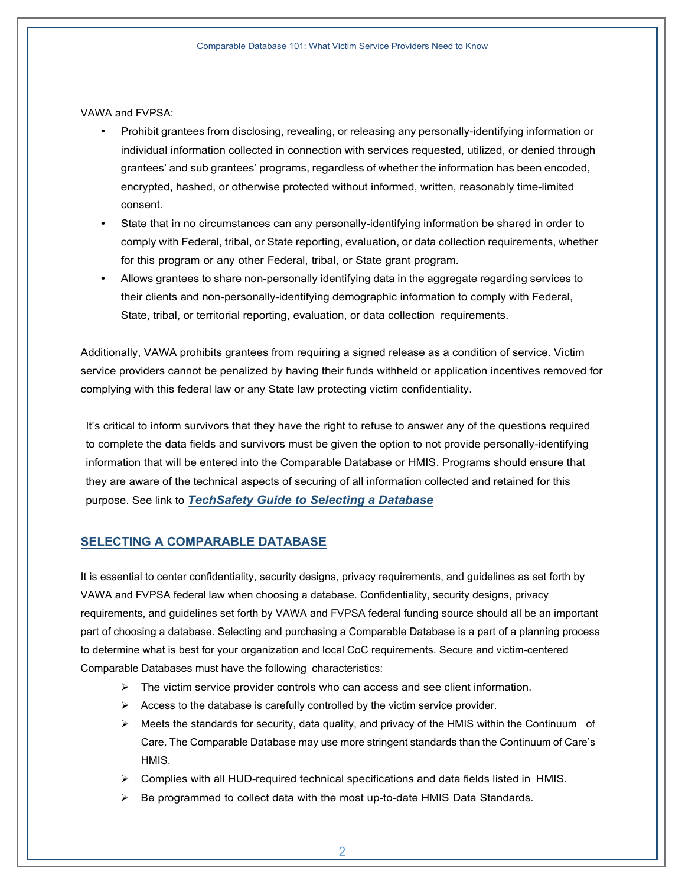VAWA and FVPSA:

- Prohibit grantees from disclosing, revealing, or releasing any personally-identifying information or individual information collected in connection with services requested, utilized, or denied through grantees' and sub grantees' programs, regardless of whether the information has been encoded, encrypted, hashed, or otherwise protected without informed, written, reasonably time-limited consent.
- State that in no circumstances can any personally-identifying information be shared in order to comply with Federal, tribal, or State reporting, evaluation, or data collection requirements, whether for this program or any other Federal, tribal, or State grant program.
- Allows grantees to share non-personally identifying data in the aggregate regarding services to their clients and non-personally-identifying demographic information to comply with Federal, State, tribal, or territorial reporting, evaluation, or data collection requirements.

Additionally, VAWA prohibits grantees from requiring a signed release as a condition of service. Victim service providers cannot be penalized by having their funds withheld or application incentives removed for complying with this federal law or any State law protecting victim confidentiality.

It's critical to inform survivors that they have the right to refuse to answer any of the questions required to complete the data fields and survivors must be given the option to not provide personally-identifying information that will be entered into the Comparable Database or HMIS. Programs should ensure that they are aware of the technical aspects of securing of all information collected and retained for this purpose. See link to ***TechSafety Guide to Selecting a Database***

## SELECTING A COMPARABLE DATABASE

It is essential to center confidentiality, security designs, privacy requirements, and guidelines as set forth by VAWA and FVPSA federal law when choosing a database. Confidentiality, security designs, privacy requirements, and guidelines set forth by VAWA and FVPSA federal funding source should all be an important part of choosing a database. Selecting and purchasing a Comparable Database is a part of a planning process to determine what is best for your organization and local CoC requirements. Secure and victim-centered Comparable Databases must have the following characteristics:

- The victim service provider controls who can access and see client information.
- Access to the database is carefully controlled by the victim service provider.
- Meets the standards for security, data quality, and privacy of the HMIS within the Continuum of Care. The Comparable Database may use more stringent standards than the Continuum of Care's HMIS.
- Complies with all HUD-required technical specifications and data fields listed in HMIS.
- Be programmed to collect data with the most up-to-date HMIS Data Standards.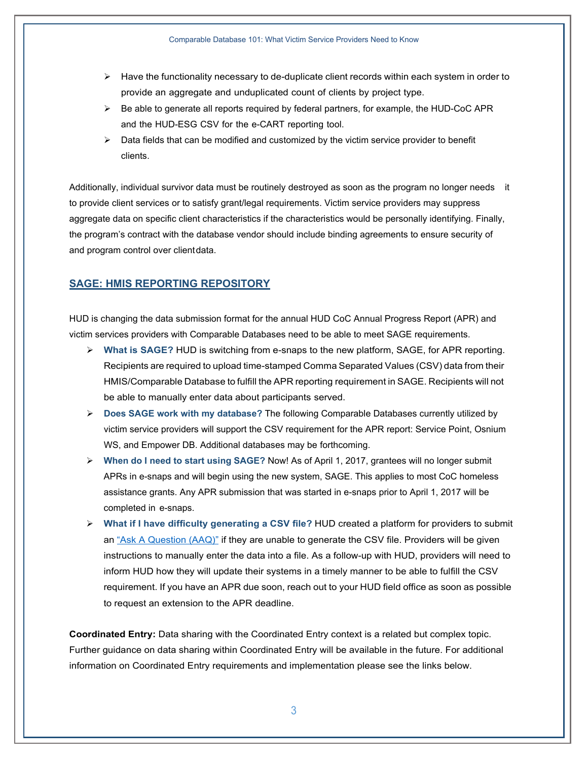- Have the functionality necessary to de-duplicate client records within each system in order to provide an aggregate and unduplicated count of clients by project type.
- Be able to generate all reports required by federal partners, for example, the HUD-CoC APR and the HUD-ESG CSV for the e-CART reporting tool.
- Data fields that can be modified and customized by the victim service provider to benefit clients.

Additionally, individual survivor data must be routinely destroyed as soon as the program no longer needs it to provide client services or to satisfy grant/legal requirements. Victim service providers may suppress aggregate data on specific client characteristics if the characteristics would be personally identifying. Finally, the program's contract with the database vendor should include binding agreements to ensure security of and program control over client data.

## SAGE: HMIS REPORTING REPOSITORY

HUD is changing the data submission format for the annual HUD CoC Annual Progress Report (APR) and victim services providers with Comparable Databases need to be able to meet SAGE requirements.

- **What is SAGE?** HUD is switching from e-snaps to the new platform, SAGE, for APR reporting. Recipients are required to upload time-stamped Comma Separated Values (CSV) data from their HMIS/Comparable Database to fulfill the APR reporting requirement in SAGE. Recipients will not be able to manually enter data about participants served.
- **Does SAGE work with my database?** The following Comparable Databases currently utilized by victim service providers will support the CSV requirement for the APR report: Service Point, Osnium WS, and Empower DB. Additional databases may be forthcoming.
- **When do I need to start using SAGE?** Now! As of April 1, 2017, grantees will no longer submit APRs in e-snaps and will begin using the new system, SAGE. This applies to most CoC homeless assistance grants. Any APR submission that was started in e-snaps prior to April 1, 2017 will be completed in e-snaps.
- **What if I have difficulty generating a CSV file?** HUD created a platform for providers to submit an "Ask A Question (AAQ)" if they are unable to generate the CSV file. Providers will be given instructions to manually enter the data into a file. As a follow-up with HUD, providers will need to inform HUD how they will update their systems in a timely manner to be able to fulfill the CSV requirement. If you have an APR due soon, reach out to your HUD field office as soon as possible to request an extension to the APR deadline.

**Coordinated Entry:** Data sharing with the Coordinated Entry context is a related but complex topic. Further guidance on data sharing within Coordinated Entry will be available in the future. For additional information on Coordinated Entry requirements and implementation please see the links below.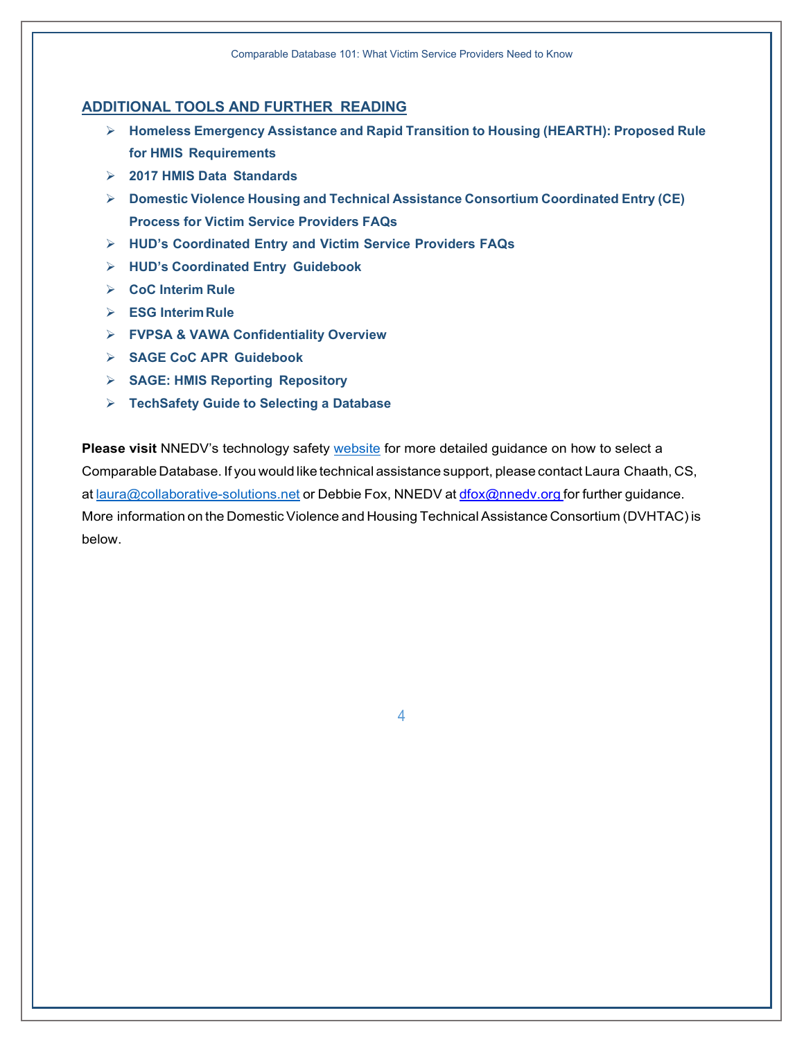## ADDITIONAL TOOLS AND FURTHER READING

- **Homeless Emergency Assistance and Rapid Transition to Housing (HEARTH): Proposed Rule for HMIS Requirements**
- **2017 HMIS Data Standards**
- **Domestic Violence Housing and Technical Assistance Consortium Coordinated Entry (CE) Process for Victim Service Providers FAQs**
- **HUD's Coordinated Entry and Victim Service Providers FAQs**
- **HUD's Coordinated Entry Guidebook**
- **CoC Interim Rule**
- **ESG Interim Rule**
- **FVPSA & VAWA Confidentiality Overview**
- **SAGE CoC APR Guidebook**
- **SAGE: HMIS Reporting Repository**
- **TechSafety Guide to Selecting a Database**

**Please visit** NNEDV's technology safety website for more detailed guidance on how to select a Comparable Database. If you would like technical assistance support, please contact Laura Chaath, CS, at laura@collaborative-solutions.net or Debbie Fox, NNEDV at dfox@nnedv.org for further guidance. More information on the Domestic Violence and Housing Technical Assistance Consortium (DVHTAC) is below.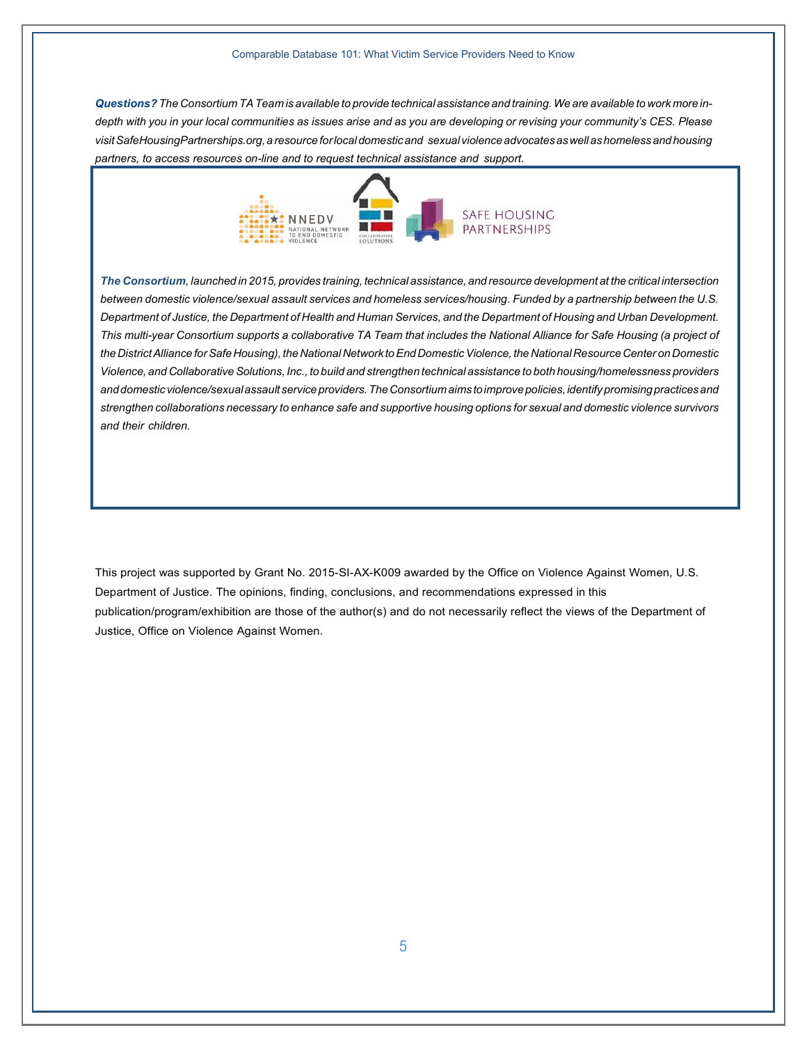***Questions?*** *The Consortium TA Team is available to provide technical assistance and training. We are available to work more in-depth with you in your local communities as issues arise and as you are developing or revising your community's CES. Please visit SafeHousingPartnerships.org, a resource for local domestic and sexual violence advocates as well as homeless and housing partners, to access resources on-line and to request technical assistance and support.*

NNEDV NATIONAL NETWORK TO END DOMESTIC VIOLENCE

COLLABORATIVE SOLUTIONS

SAFE HOUSING PARTNERSHIPS

***The Consortium****, launched in 2015, provides training, technical assistance, and resource development at the critical intersection between domestic violence/sexual assault services and homeless services/housing. Funded by a partnership between the U.S. Department of Justice, the Department of Health and Human Services, and the Department of Housing and Urban Development. This multi-year Consortium supports a collaborative TA Team that includes the National Alliance for Safe Housing (a project of the District Alliance for Safe Housing), the National Network to End Domestic Violence, the National Resource Center on Domestic Violence, and Collaborative Solutions, Inc., to build and strengthen technical assistance to both housing/homelessness providers and domestic violence/sexual assault service providers. The Consortium aims to improve policies, identify promising practices and strengthen collaborations necessary to enhance safe and supportive housing options for sexual and domestic violence survivors and their children.*

This project was supported by Grant No. 2015-SI-AX-K009 awarded by the Office on Violence Against Women, U.S. Department of Justice. The opinions, finding, conclusions, and recommendations expressed in this publication/program/exhibition are those of the author(s) and do not necessarily reflect the views of the Department of Justice, Office on Violence Against Women.